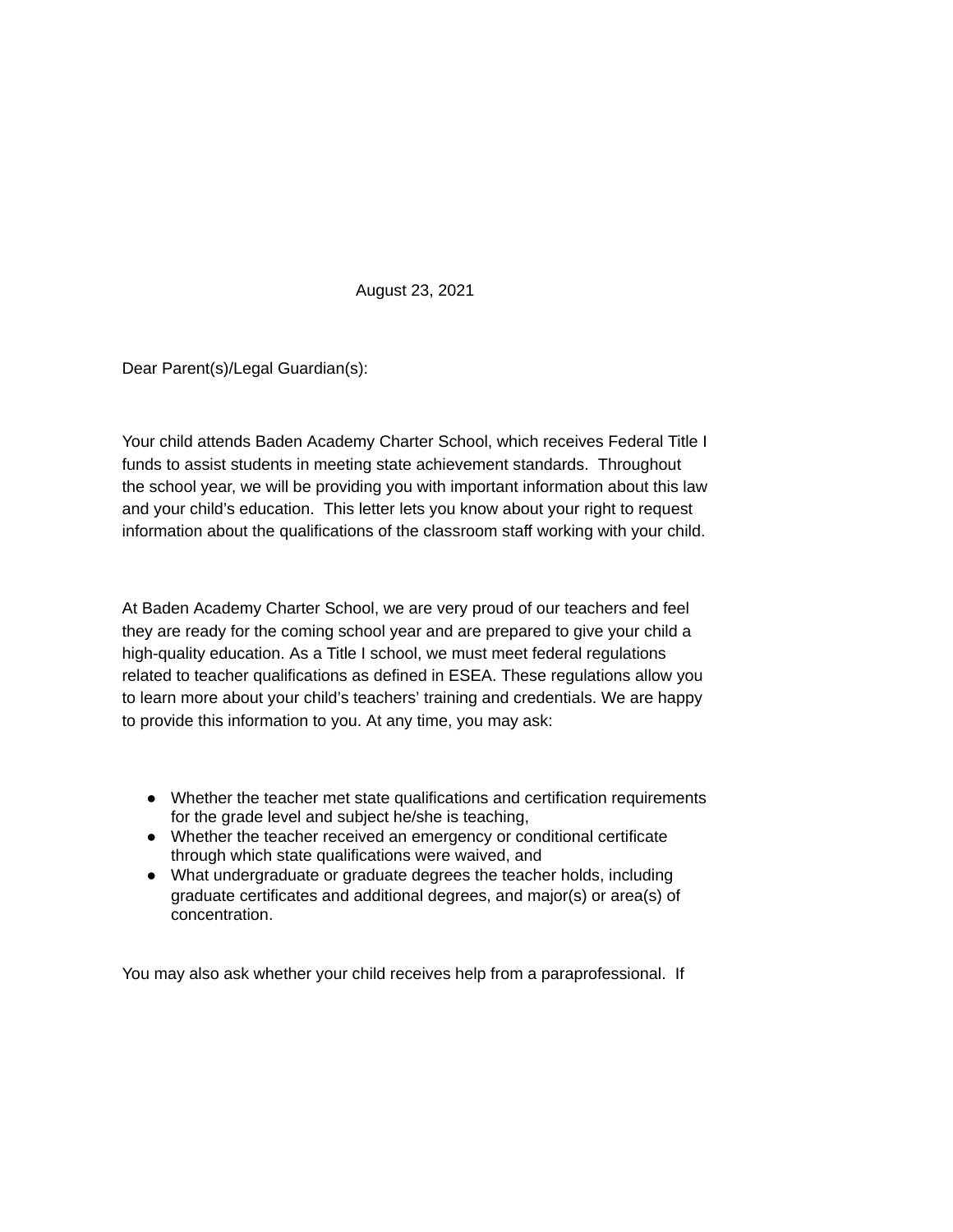August 23, 2021

Dear Parent(s)/Legal Guardian(s):

Your child attends Baden Academy Charter School, which receives Federal Title I funds to assist students in meeting state achievement standards. Throughout the school year, we will be providing you with important information about this law and your child's education. This letter lets you know about your right to request information about the qualifications of the classroom staff working with your child.

At Baden Academy Charter School, we are very proud of our teachers and feel they are ready for the coming school year and are prepared to give your child a high-quality education. As a Title I school, we must meet federal regulations related to teacher qualifications as defined in ESEA. These regulations allow you to learn more about your child's teachers' training and credentials. We are happy to provide this information to you. At any time, you may ask:

- Whether the teacher met state qualifications and certification requirements for the grade level and subject he/she is teaching,
- Whether the teacher received an emergency or conditional certificate through which state qualifications were waived, and
- What undergraduate or graduate degrees the teacher holds, including graduate certificates and additional degrees, and major(s) or area(s) of concentration.

You may also ask whether your child receives help from a paraprofessional. If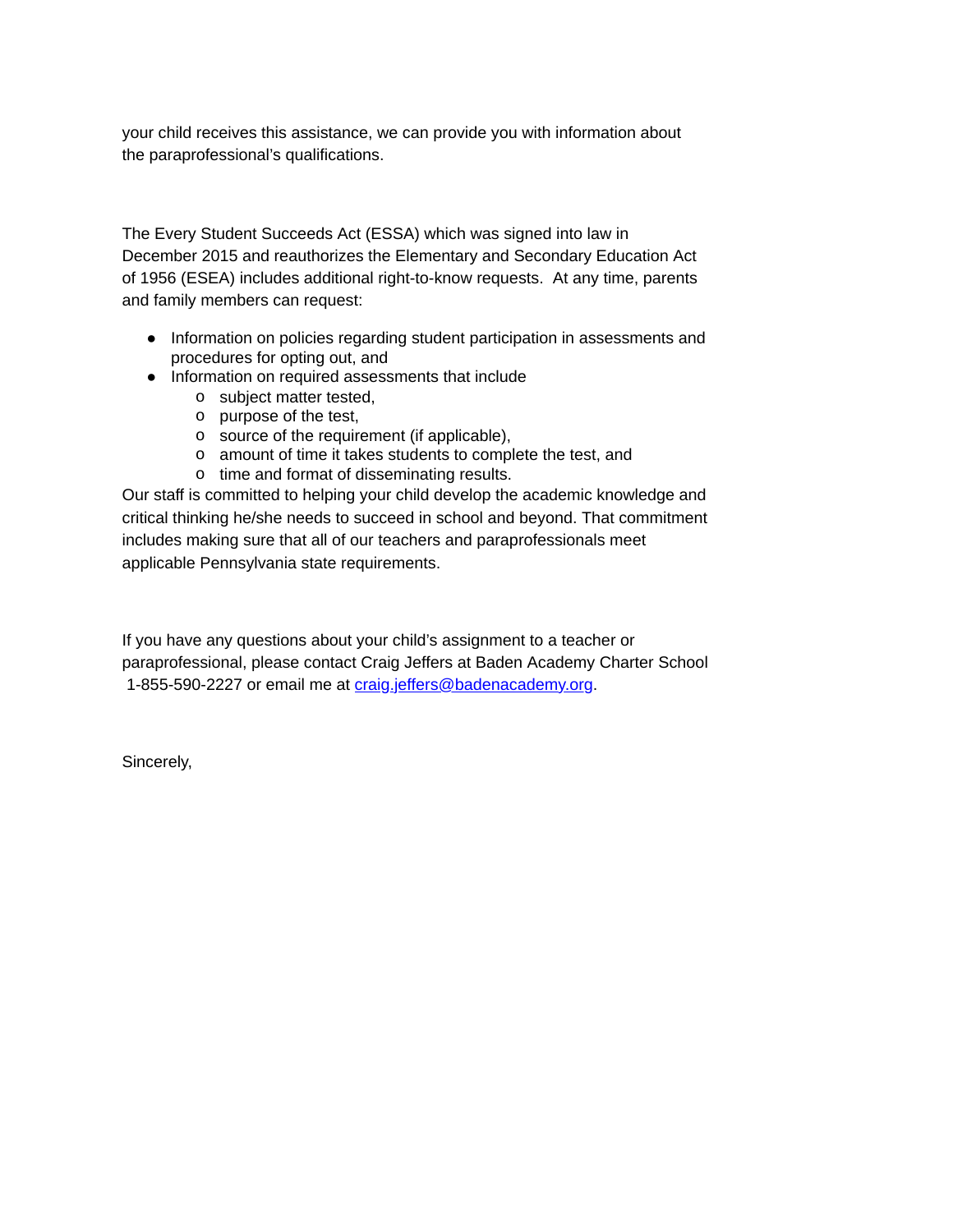your child receives this assistance, we can provide you with information about the paraprofessional's qualifications.

The Every Student Succeeds Act (ESSA) which was signed into law in December 2015 and reauthorizes the Elementary and Secondary Education Act of 1956 (ESEA) includes additional right-to-know requests. At any time, parents and family members can request:

- Information on policies regarding student participation in assessments and procedures for opting out, and
- Information on required assessments that include
  - subject matter tested,
  - purpose of the test,
  - source of the requirement (if applicable),
  - amount of time it takes students to complete the test, and
  - time and format of disseminating results.

Our staff is committed to helping your child develop the academic knowledge and critical thinking he/she needs to succeed in school and beyond. That commitment includes making sure that all of our teachers and paraprofessionals meet applicable Pennsylvania state requirements.

If you have any questions about your child's assignment to a teacher or paraprofessional, please contact Craig Jeffers at Baden Academy Charter School 1-855-590-2227 or email me at craig.jeffers@badenacademy.org.

Sincerely,